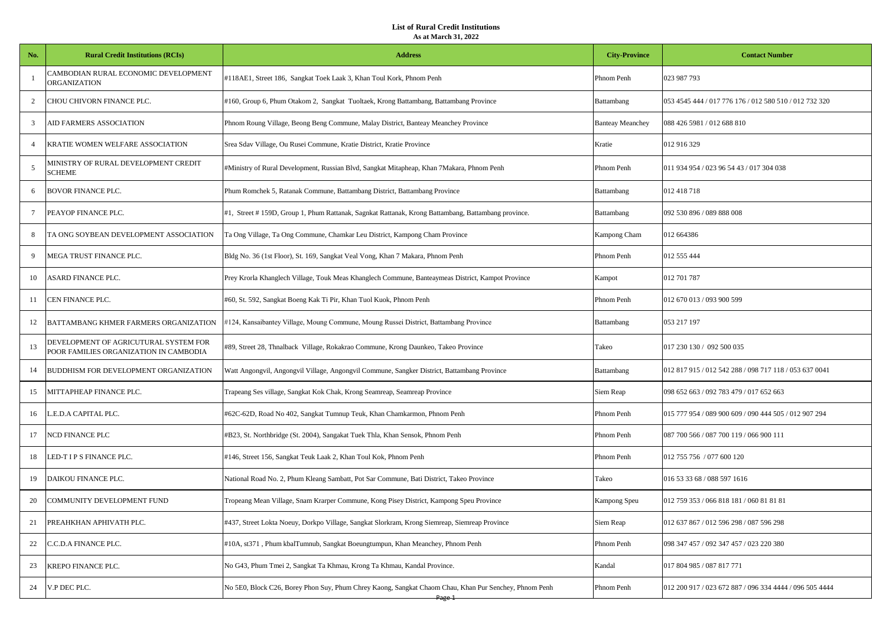# List of Rural Credit Institutions

**As at March 31, 2022**

| No. | Rural Credit Institutions (RCIs) | Address | City-Province | Contact Number |
|---|---|---|---|---|
| 1 | CAMBODIAN RURAL ECONOMIC DEVELOPMENT ORGANIZATION | #118AE1, Street 186, Sangkat Toek Laak 3, Khan Toul Kork, Phnom Penh | Phnom Penh | 023 987 793 |
| 2 | CHOU CHIVORN FINANCE PLC. | #160, Group 6, Phum Otakom 2, Sangkat Tuoltaek, Krong Battambang, Battambang Province | Battambang | 053 4545 444 / 017 776 176 / 012 580 510 / 012 732 320 |
| 3 | AID FARMERS ASSOCIATION | Phnom Roung Village, Beong Beng Commune, Malay District, Banteay Meanchey Province | Banteay Meanchey | 088 426 5981 / 012 688 810 |
| 4 | KRATIE WOMEN WELFARE ASSOCIATION | Srea Sdav Village, Ou Rusei Commune, Kratie District, Kratie Province | Kratie | 012 916 329 |
| 5 | MINISTRY OF RURAL DEVELOPMENT CREDIT SCHEME | #Ministry of Rural Development, Russian Blvd, Sangkat Mitapheap, Khan 7Makara, Phnom Penh | Phnom Penh | 011 934 954 / 023 96 54 43 / 017 304 038 |
| 6 | BOVOR FINANCE PLC. | Phum Romchek 5, Ratanak Commune, Battambang District, Battambang Province | Battambang | 012 418 718 |
| 7 | PEAYOP FINANCE PLC. | #1, Street # 159D, Group 1, Phum Rattanak, Sagnkat Rattanak, Krong Battambang, Battambang province. | Battambang | 092 530 896 / 089 888 008 |
| 8 | TA ONG SOYBEAN DEVELOPMENT ASSOCIATION | Ta Ong Village, Ta Ong Commune, Chamkar Leu District, Kampong Cham Province | Kampong Cham | 012 664386 |
| 9 | MEGA TRUST FINANCE PLC. | Bldg No. 36 (1st Floor), St. 169, Sangkat Veal Vong, Khan 7 Makara, Phnom Penh | Phnom Penh | 012 555 444 |
| 10 | ASARD FINANCE PLC. | Prey Krorla Khanglech Village, Touk Meas Khanglech Commune, Banteaymeas District, Kampot Province | Kampot | 012 701 787 |
| 11 | CEN FINANCE PLC. | #60, St. 592, Sangkat Boeng Kak Ti Pir, Khan Tuol Kuok, Phnom Penh | Phnom Penh | 012 670 013 / 093 900 599 |
| 12 | BATTAMBANG KHMER FARMERS ORGANIZATION | #124, Kansaibantey Village, Moung Commune, Moung Russei District, Battambang Province | Battambang | 053 217 197 |
| 13 | DEVELOPMENT OF AGRICUTURAL SYSTEM FOR POOR FAMILIES ORGANIZATION IN CAMBODIA | #89, Street 28, Thnalback Village, Rokakrao Commune, Krong Daunkeo, Takeo Province | Takeo | 017 230 130 / 092 500 035 |
| 14 | BUDDHISM FOR DEVELOPMENT ORGANIZATION | Watt Angongvil, Angongvil Village, Angongvil Commune, Sangker District, Battambang Province | Battambang | 012 817 915 / 012 542 288 / 098 717 118 / 053 637 0041 |
| 15 | MITTAPHEAP FINANCE PLC. | Trapeang Ses village, Sangkat Kok Chak, Krong Seamreap, Seamreap Province | Siem Reap | 098 652 663 / 092 783 479 / 017 652 663 |
| 16 | L.E.D.A CAPITAL PLC. | #62C-62D, Road No 402, Sangkat Tumnup Teuk, Khan Chamkarmon, Phnom Penh | Phnom Penh | 015 777 954 / 089 900 609 / 090 444 505 / 012 907 294 |
| 17 | NCD FINANCE PLC | #B23, St. Northbridge (St. 2004), Sangakat Tuek Thla, Khan Sensok, Phnom Penh | Phnom Penh | 087 700 566 / 087 700 119 / 066 900 111 |
| 18 | LED-T I P S FINANCE PLC. | #146, Street 156, Sangkat Teuk Laak 2, Khan Toul Kok, Phnom Penh | Phnom Penh | 012 755 756 / 077 600 120 |
| 19 | DAIKOU FINANCE PLC. | National Road No. 2, Phum Kleang Sambatt, Pot Sar Commune, Bati District, Takeo Province | Takeo | 016 53 33 68 / 088 597 1616 |
| 20 | COMMUNITY DEVELOPMENT FUND | Tropeang Mean Village, Snam Krarper Commune, Kong Pisey District, Kampong Speu Province | Kampong Speu | 012 759 353 / 066 818 181 / 060 81 81 81 |
| 21 | PREAHKHAN APHIVATH PLC. | #437, Street Lokta Noeuy, Dorkpo Village, Sangkat Slorkram, Krong Siemreap, Siemreap Province | Siem Reap | 012 637 867 / 012 596 298 / 087 596 298 |
| 22 | C.C.D.A FINANCE PLC. | #10A, st371 , Phum kbalTumnub, Sangkat Boeungtumpun, Khan Meanchey, Phnom Penh | Phnom Penh | 098 347 457 / 092 347 457 / 023 220 380 |
| 23 | KREPO FINANCE PLC. | No G43, Phum Tmei 2, Sangkat Ta Khmau, Krong Ta Khmau, Kandal Province. | Kandal | 017 804 985 / 087 817 771 |
| 24 | V.P DEC PLC. | No 5E0, Block C26, Borey Phon Suy, Phum Chrey Kaong, Sangkat Chaom Chau, Khan Pur Senchey, Phnom Penh | Phnom Penh | 012 200 917 / 023 672 887 / 096 334 4444 / 096 505 4444 |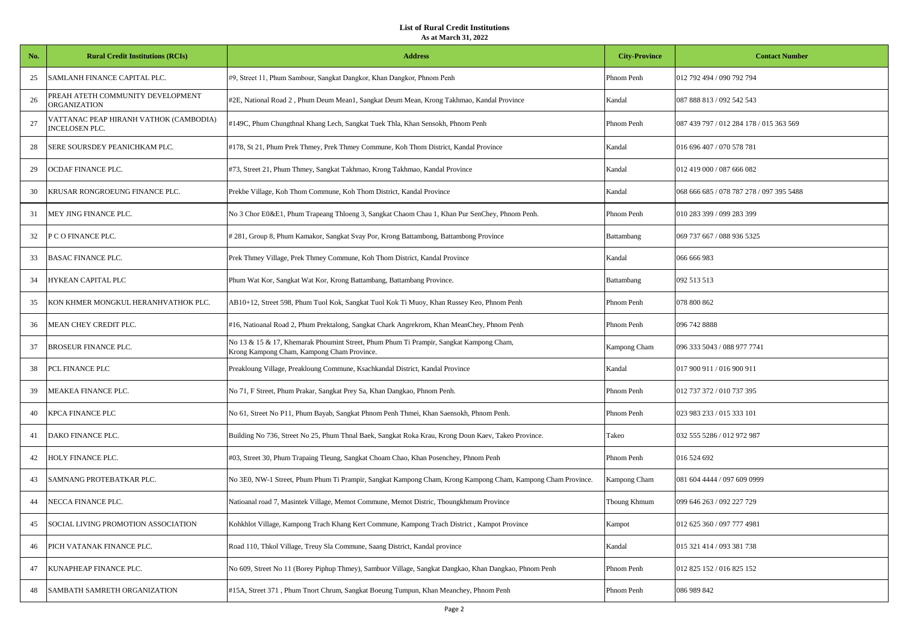**List of Rural Credit Institutions**
**As at March 31, 2022**

| No. | Rural Credit Institutions (RCIs) | Address | City-Province | Contact Number |
|---|---|---|---|---|
| 25 | SAMLANH FINANCE CAPITAL PLC. | #9, Street 11, Phum Sambour, Sangkat Dangkor, Khan Dangkor, Phnom Penh | Phnom Penh | 012 792 494 / 090 792 794 |
| 26 | PREAH ATETH COMMUNITY DEVELOPMENT ORGANIZATION | #2E, National Road 2 , Phum Deum Mean1, Sangkat Deum Mean, Krong Takhmao, Kandal Province | Kandal | 087 888 813 / 092 542 543 |
| 27 | VATTANAC PEAP HIRANH VATHOK (CAMBODIA) INCELOSEN PLC. | #149C, Phum Chungthnal Khang Lech, Sangkat Tuek Thla, Khan Sensokh, Phnom Penh | Phnom Penh | 087 439 797 / 012 284 178 / 015 363 569 |
| 28 | SERE SOURSDEY PEANICHKAM PLC. | #178, St 21, Phum Prek Thmey, Prek Thmey Commune, Koh Thom District, Kandal Province | Kandal | 016 696 407 / 070 578 781 |
| 29 | OCDAF FINANCE PLC. | #73, Street 21, Phum Thmey, Sangkat Takhmao, Krong Takhmao, Kandal Province | Kandal | 012 419 000 / 087 666 082 |
| 30 | KRUSAR RONGROEUNG FINANCE PLC. | Prekbe Village, Koh Thom Commune, Koh Thom District, Kandal Province | Kandal | 068 666 685 / 078 787 278 / 097 395 5488 |
| 31 | MEY JING FINANCE PLC. | No 3 Chor E0&E1, Phum Trapeang Thloeng 3, Sangkat Chaom Chau 1, Khan Pur SenChey, Phnom Penh. | Phnom Penh | 010 283 399 / 099 283 399 |
| 32 | P C O FINANCE PLC. | # 281, Group 8, Phum Kamakor, Sangkat Svay Por, Krong Battambong, Battambong Province | Battambang | 069 737 667 / 088 936 5325 |
| 33 | BASAC FINANCE PLC. | Prek Thmey Village, Prek Thmey Commune, Koh Thom District, Kandal Province | Kandal | 066 666 983 |
| 34 | HYKEAN CAPITAL PLC | Phum Wat Kor, Sangkat Wat Kor, Krong Battambang, Battambang Province. | Battambang | 092 513 513 |
| 35 | KON KHMER MONGKUL HERANHVATHOK PLC. | AB10+12, Street 598, Phum Tuol Kok, Sangkat Tuol Kok Ti Muoy, Khan Russey Keo, Phnom Penh | Phnom Penh | 078 800 862 |
| 36 | MEAN CHEY CREDIT PLC. | #16, Natioanal Road 2, Phum Prektalong, Sangkat Chark Angrekrom, Khan MeanChey, Phnom Penh | Phnom Penh | 096 742 8888 |
| 37 | BROSEUR FINANCE PLC. | No 13 & 15 & 17, Khemarak Phoumint Street, Phum Phum Ti Prampir, Sangkat Kampong Cham, Krong Kampong Cham, Kampong Cham Province. | Kampong Cham | 096 333 5043 / 088 977 7741 |
| 38 | PCL FINANCE PLC | Preakloung Village, Preakloung Commune, Ksachkandal District, Kandal Province | Kandal | 017 900 911 / 016 900 911 |
| 39 | MEAKEA FINANCE PLC. | No 71, F Street, Phum Prakar, Sangkat Prey Sa, Khan Dangkao, Phnom Penh. | Phnom Penh | 012 737 372 / 010 737 395 |
| 40 | KPCA FINANCE PLC | No 61, Street No P11, Phum Bayab, Sangkat Phnom Penh Thmei, Khan Saensokh, Phnom Penh. | Phnom Penh | 023 983 233 / 015 333 101 |
| 41 | DAKO FINANCE PLC. | Building No 736, Street No 25, Phum Thnal Baek, Sangkat Roka Krau, Krong Doun Kaev, Takeo Province. | Takeo | 032 555 5286 / 012 972 987 |
| 42 | HOLY FINANCE PLC. | #03, Street 30, Phum Trapaing Tleung, Sangkat Choam Chao, Khan Posenchey, Phnom Penh | Phnom Penh | 016 524 692 |
| 43 | SAMNANG PROTEBATKAR PLC. | No 3E0, NW-1 Street, Phum Phum Ti Prampir, Sangkat Kampong Cham, Krong Kampong Cham, Kampong Cham Province. | Kampong Cham | 081 604 4444 / 097 609 0999 |
| 44 | NECCA FINANCE PLC. | Natioanal road 7, Masintek Village, Memot Commune, Memot Distric, Tboungkhmum Province | Tboung Khmum | 099 646 263 / 092 227 729 |
| 45 | SOCIAL LIVING PROMOTION ASSOCIATION | Kohkhlot Village, Kampong Trach Khang Kert Commune, Kampong Trach District , Kampot Province | Kampot | 012 625 360 / 097 777 4981 |
| 46 | PICH VATANAK FINANCE PLC. | Road 110, Thkol Village, Treuy Sla Commune, Saang District, Kandal province | Kandal | 015 321 414 / 093 381 738 |
| 47 | KUNAPHEAP FINANCE PLC. | No 609, Street No 11 (Borey Piphup Thmey), Sambuor Village, Sangkat Dangkao, Khan Dangkao, Phnom Penh | Phnom Penh | 012 825 152 / 016 825 152 |
| 48 | SAMBATH SAMRETH ORGANIZATION | #15A, Street 371 , Phum Tnort Chrum, Sangkat Boeung Tumpun, Khan Meanchey, Phnom Penh | Phnom Penh | 086 989 842 |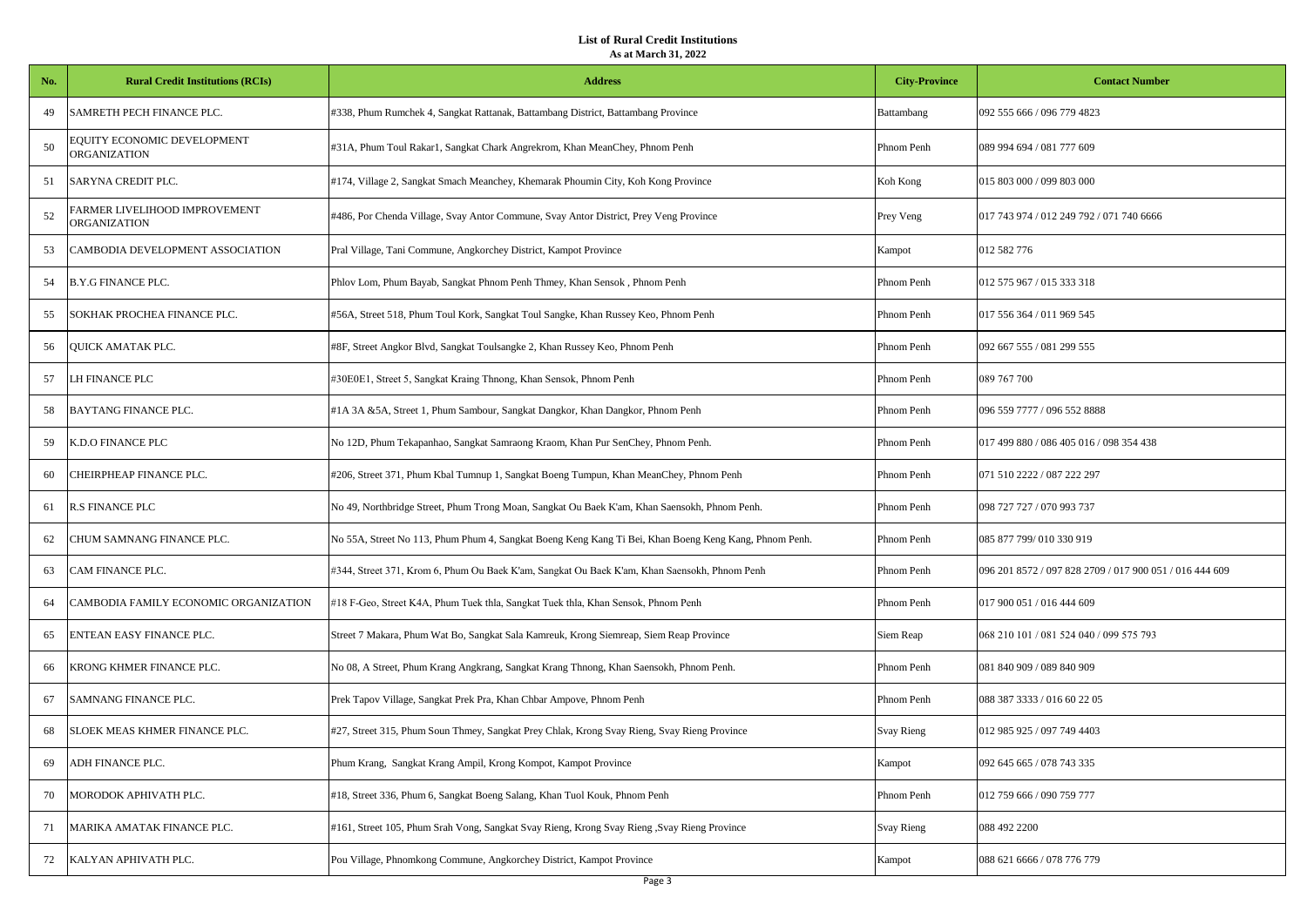**List of Rural Credit Institutions**
**As at March 31, 2022**

| No. | Rural Credit Institutions (RCIs) | Address | City-Province | Contact Number |
|---|---|---|---|---|
| 49 | SAMRETH PECH FINANCE PLC. | #338, Phum Rumchek 4, Sangkat Rattanak, Battambang District, Battambang Province | Battambang | 092 555 666 / 096 779 4823 |
| 50 | EQUITY ECONOMIC DEVELOPMENT ORGANIZATION | #31A, Phum Toul Rakar1, Sangkat Chark Angrekrom, Khan MeanChey, Phnom Penh | Phnom Penh | 089 994 694 / 081 777 609 |
| 51 | SARYNA CREDIT PLC. | #174, Village 2, Sangkat Smach Meanchey, Khemarak Phoumin City, Koh Kong Province | Koh Kong | 015 803 000 / 099 803 000 |
| 52 | FARMER LIVELIHOOD IMPROVEMENT ORGANIZATION | #486, Por Chenda Village, Svay Antor Commune, Svay Antor District, Prey Veng Province | Prey Veng | 017 743 974 / 012 249 792 / 071 740 6666 |
| 53 | CAMBODIA DEVELOPMENT ASSOCIATION | Pral Village, Tani Commune, Angkorchey District, Kampot Province | Kampot | 012 582 776 |
| 54 | B.Y.G FINANCE PLC. | Phlov Lom, Phum Bayab, Sangkat Phnom Penh Thmey, Khan Sensok , Phnom Penh | Phnom Penh | 012 575 967 / 015 333 318 |
| 55 | SOKHAK PROCHEA FINANCE PLC. | #56A, Street 518, Phum Toul Kork, Sangkat Toul Sangke, Khan Russey Keo, Phnom Penh | Phnom Penh | 017 556 364 / 011 969 545 |
| 56 | QUICK AMATAK PLC. | #8F, Street Angkor Blvd, Sangkat Toulsangke 2, Khan Russey Keo, Phnom Penh | Phnom Penh | 092 667 555 / 081 299 555 |
| 57 | LH FINANCE PLC | #30E0E1, Street 5, Sangkat Kraing Thnong, Khan Sensok, Phnom Penh | Phnom Penh | 089 767 700 |
| 58 | BAYTANG FINANCE PLC. | #1A 3A &5A, Street 1, Phum Sambour, Sangkat Dangkor, Khan Dangkor, Phnom Penh | Phnom Penh | 096 559 7777 / 096 552 8888 |
| 59 | K.D.O FINANCE PLC | No 12D, Phum Tekapanhao, Sangkat Samraong Kraom, Khan Pur SenChey, Phnom Penh. | Phnom Penh | 017 499 880 / 086 405 016 / 098 354 438 |
| 60 | CHEIRPHEAP FINANCE PLC. | #206, Street 371, Phum Kbal Tumnup 1, Sangkat Boeng Tumpun, Khan MeanChey, Phnom Penh | Phnom Penh | 071 510 2222 / 087 222 297 |
| 61 | R.S FINANCE PLC | No 49, Northbridge Street, Phum Trong Moan, Sangkat Ou Baek K'am, Khan Saensokh, Phnom Penh. | Phnom Penh | 098 727 727 / 070 993 737 |
| 62 | CHUM SAMNANG FINANCE PLC. | No 55A, Street No 113, Phum Phum 4, Sangkat Boeng Keng Kang Ti Bei, Khan Boeng Keng Kang, Phnom Penh. | Phnom Penh | 085 877 799/ 010 330 919 |
| 63 | CAM FINANCE PLC. | #344, Street 371, Krom 6, Phum Ou Baek K'am, Sangkat Ou Baek K'am, Khan Saensokh, Phnom Penh | Phnom Penh | 096 201 8572 / 097 828 2709 / 017 900 051 / 016 444 609 |
| 64 | CAMBODIA FAMILY ECONOMIC ORGANIZATION | #18 F-Geo, Street K4A, Phum Tuek thla, Sangkat Tuek thla, Khan Sensok, Phnom Penh | Phnom Penh | 017 900 051 / 016 444 609 |
| 65 | ENTEAN EASY FINANCE PLC. | Street 7 Makara, Phum Wat Bo, Sangkat Sala Kamreuk, Krong Siemreap, Siem Reap Province | Siem Reap | 068 210 101 / 081 524 040 / 099 575 793 |
| 66 | KRONG KHMER FINANCE PLC. | No 08, A Street, Phum Krang Angkrang, Sangkat Krang Thnong, Khan Saensokh, Phnom Penh. | Phnom Penh | 081 840 909 / 089 840 909 |
| 67 | SAMNANG FINANCE PLC. | Prek Tapov Village, Sangkat Prek Pra, Khan Chbar Ampove, Phnom Penh | Phnom Penh | 088 387 3333 / 016 60 22 05 |
| 68 | SLOEK MEAS KHMER FINANCE PLC. | #27, Street 315, Phum Soun Thmey, Sangkat Prey Chlak, Krong Svay Rieng, Svay Rieng Province | Svay Rieng | 012 985 925 / 097 749 4403 |
| 69 | ADH FINANCE PLC. | Phum Krang, Sangkat Krang Ampil, Krong Kompot, Kampot Province | Kampot | 092 645 665 / 078 743 335 |
| 70 | MORODOK APHIVATH PLC. | #18, Street 336, Phum 6, Sangkat Boeng Salang, Khan Tuol Kouk, Phnom Penh | Phnom Penh | 012 759 666 / 090 759 777 |
| 71 | MARIKA AMATAK FINANCE PLC. | #161, Street 105, Phum Srah Vong, Sangkat Svay Rieng, Krong Svay Rieng ,Svay Rieng Province | Svay Rieng | 088 492 2200 |
| 72 | KALYAN APHIVATH PLC. | Pou Village, Phnomkong Commune, Angkorchey District, Kampot Province | Kampot | 088 621 6666 / 078 776 779 |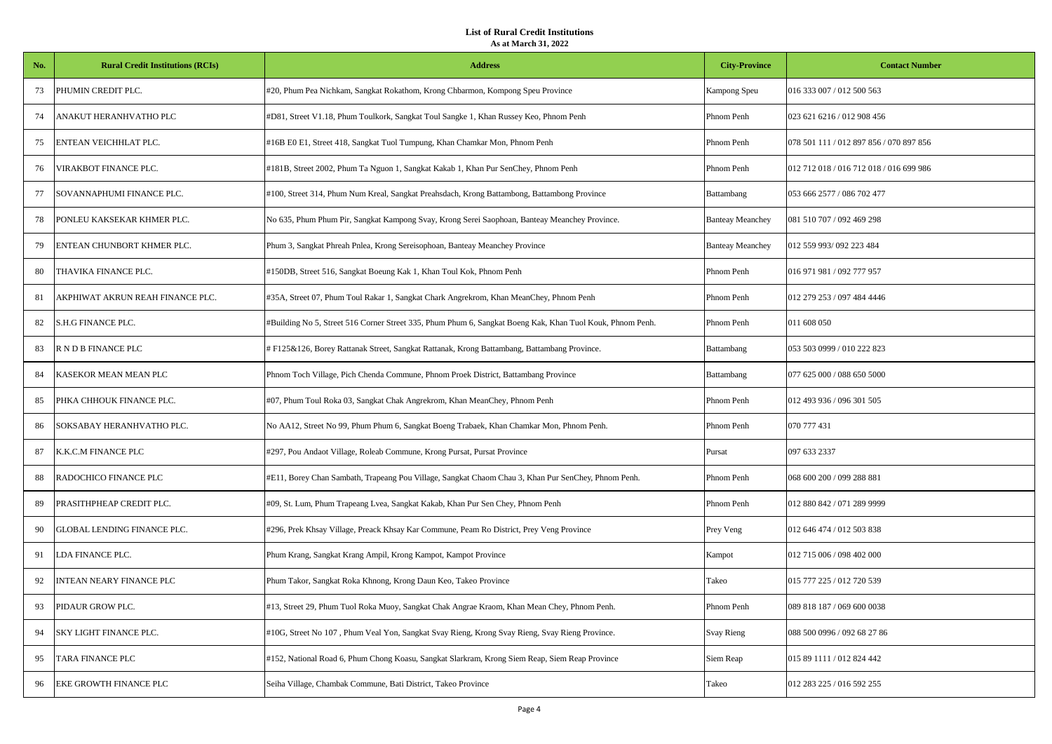**List of Rural Credit Institutions**
**As at March 31, 2022**

| No. | Rural Credit Institutions (RCIs) | Address | City-Province | Contact Number |
|---|---|---|---|---|
| 73 | PHUMIN CREDIT PLC. | #20, Phum Pea Nichkam, Sangkat Rokathom, Krong Chbarmon, Kompong Speu Province | Kampong Speu | 016 333 007 / 012 500 563 |
| 74 | ANAKUT HERANHVATHO PLC | #D81, Street V1.18, Phum Toulkork, Sangkat Toul Sangke 1, Khan Russey Keo, Phnom Penh | Phnom Penh | 023 621 6216 / 012 908 456 |
| 75 | ENTEAN VEICHHLAT PLC. | #16B E0 E1, Street 418, Sangkat Tuol Tumpung, Khan Chamkar Mon, Phnom Penh | Phnom Penh | 078 501 111 / 012 897 856 / 070 897 856 |
| 76 | VIRAKBOT FINANCE PLC. | #181B, Street 2002, Phum Ta Nguon 1, Sangkat Kakab 1, Khan Pur SenChey, Phnom Penh | Phnom Penh | 012 712 018 / 016 712 018 / 016 699 986 |
| 77 | SOVANNAPHUMI FINANCE PLC. | #100, Street 314, Phum Num Kreal, Sangkat Preahsdach, Krong Battambong, Battambong Province | Battambang | 053 666 2577 / 086 702 477 |
| 78 | PONLEU KAKSEKAR KHMER PLC. | No 635, Phum Phum Pir, Sangkat Kampong Svay, Krong Serei Saophoan, Banteay Meanchey Province. | Banteay Meanchey | 081 510 707 / 092 469 298 |
| 79 | ENTEAN CHUNBORT KHMER PLC. | Phum 3, Sangkat Phreah Pnlea, Krong Sereisophoan, Banteay Meanchey Province | Banteay Meanchey | 012 559 993/ 092 223 484 |
| 80 | THAVIKA FINANCE PLC. | #150DB, Street 516, Sangkat Boeung Kak 1, Khan Toul Kok, Phnom Penh | Phnom Penh | 016 971 981 / 092 777 957 |
| 81 | AKPHIWAT AKRUN REAH FINANCE PLC. | #35A, Street 07, Phum Toul Rakar 1, Sangkat Chark Angrekrom, Khan MeanChey, Phnom Penh | Phnom Penh | 012 279 253 / 097 484 4446 |
| 82 | S.H.G FINANCE PLC. | #Building No 5, Street 516 Corner Street 335, Phum Phum 6, Sangkat Boeng Kak, Khan Tuol Kouk, Phnom Penh. | Phnom Penh | 011 608 050 |
| 83 | R N D B FINANCE PLC | # F125&126, Borey Rattanak Street, Sangkat Rattanak, Krong Battambang, Battambang Province. | Battambang | 053 503 0999 / 010 222 823 |
| 84 | KASEKOR MEAN MEAN PLC | Phnom Toch Village, Pich Chenda Commune, Phnom Proek District, Battambang Province | Battambang | 077 625 000 / 088 650 5000 |
| 85 | PHKA CHHOUK FINANCE PLC. | #07, Phum Toul Roka 03, Sangkat Chak Angrekrom, Khan MeanChey, Phnom Penh | Phnom Penh | 012 493 936 / 096 301 505 |
| 86 | SOKSABAY HERANHVATHO PLC. | No AA12, Street No 99, Phum Phum 6, Sangkat Boeng Trabaek, Khan Chamkar Mon, Phnom Penh. | Phnom Penh | 070 777 431 |
| 87 | K.K.C.M FINANCE PLC | #297, Pou Andaot Village, Roleab Commune, Krong Pursat, Pursat Province | Pursat | 097 633 2337 |
| 88 | RADOCHICO FINANCE PLC | #E11, Borey Chan Sambath, Trapeang Pou Village, Sangkat Chaom Chau 3, Khan Pur SenChey, Phnom Penh. | Phnom Penh | 068 600 200 / 099 288 881 |
| 89 | PRASITHPHEAP CREDIT PLC. | #09, St. Lum, Phum Trapeang Lvea, Sangkat Kakab, Khan Pur Sen Chey, Phnom Penh | Phnom Penh | 012 880 842 / 071 289 9999 |
| 90 | GLOBAL LENDING FINANCE PLC. | #296, Prek Khsay Village, Preack Khsay Kar Commune, Peam Ro District, Prey Veng Province | Prey Veng | 012 646 474 / 012 503 838 |
| 91 | LDA FINANCE PLC. | Phum Krang, Sangkat Krang Ampil, Krong Kampot, Kampot Province | Kampot | 012 715 006 / 098 402 000 |
| 92 | INTEAN NEARY FINANCE PLC | Phum Takor, Sangkat Roka Khnong, Krong Daun Keo, Takeo Province | Takeo | 015 777 225 / 012 720 539 |
| 93 | PIDAUR GROW PLC. | #13, Street 29, Phum Tuol Roka Muoy, Sangkat Chak Angrae Kraom, Khan Mean Chey, Phnom Penh. | Phnom Penh | 089 818 187 / 069 600 0038 |
| 94 | SKY LIGHT FINANCE PLC. | #10G, Street No 107 , Phum Veal Yon, Sangkat Svay Rieng, Krong Svay Rieng, Svay Rieng Province. | Svay Rieng | 088 500 0996 / 092 68 27 86 |
| 95 | TARA FINANCE PLC | #152, National Road 6, Phum Chong Koasu, Sangkat Slarkram, Krong Siem Reap, Siem Reap Province | Siem Reap | 015 89 1111 / 012 824 442 |
| 96 | EKE GROWTH FINANCE PLC | Seiha Village, Chambak Commune, Bati District, Takeo Province | Takeo | 012 283 225 / 016 592 255 |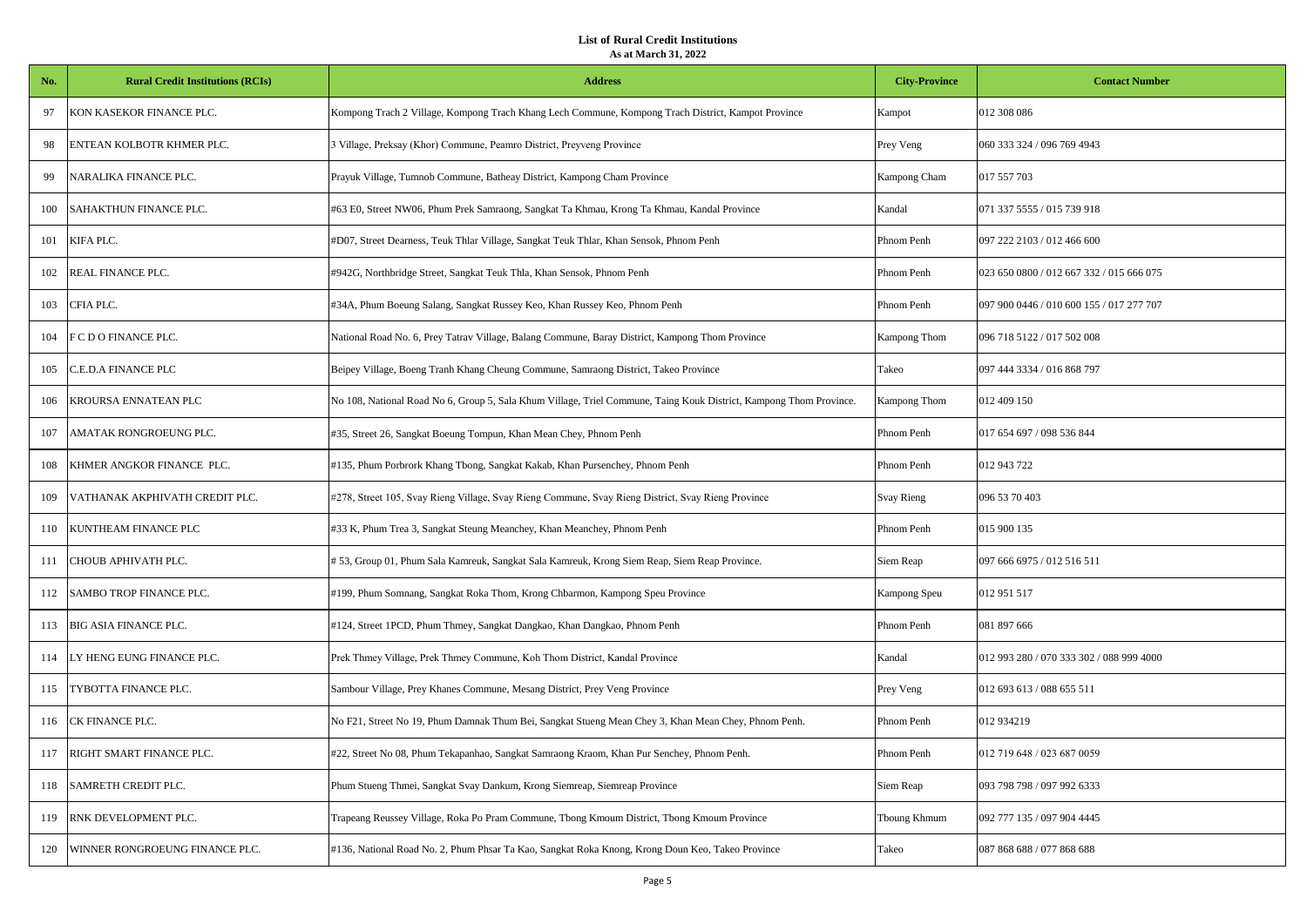**List of Rural Credit Institutions**
**As at March 31, 2022**

| No. | Rural Credit Institutions (RCIs) | Address | City-Province | Contact Number |
|---|---|---|---|---|
| 97 | KON KASEKOR FINANCE PLC. | Kompong Trach 2 Village, Kompong Trach Khang Lech Commune, Kompong Trach District, Kampot Province | Kampot | 012 308 086 |
| 98 | ENTEAN KOLBOTR KHMER PLC. | 3 Village, Preksay (Khor) Commune, Peamro District, Preyveng Province | Prey Veng | 060 333 324 / 096 769 4943 |
| 99 | NARALIKA FINANCE PLC. | Prayuk Village, Tumnob Commune, Batheay District, Kampong Cham Province | Kampong Cham | 017 557 703 |
| 100 | SAHAKTHUN FINANCE PLC. | #63 E0, Street NW06, Phum Prek Samraong, Sangkat Ta Khmau, Krong Ta Khmau, Kandal Province | Kandal | 071 337 5555 / 015 739 918 |
| 101 | KIFA PLC. | #D07, Street Dearness, Teuk Thlar Village, Sangkat Teuk Thlar, Khan Sensok, Phnom Penh | Phnom Penh | 097 222 2103 / 012 466 600 |
| 102 | REAL FINANCE PLC. | #942G, Northbridge Street, Sangkat Teuk Thla, Khan Sensok, Phnom Penh | Phnom Penh | 023 650 0800 / 012 667 332 / 015 666 075 |
| 103 | CFIA PLC. | #34A, Phum Boeung Salang, Sangkat Russey Keo, Khan Russey Keo, Phnom Penh | Phnom Penh | 097 900 0446 / 010 600 155 / 017 277 707 |
| 104 | F C D O FINANCE PLC. | National Road No. 6, Prey Tatrav Village, Balang Commune, Baray District, Kampong Thom Province | Kampong Thom | 096 718 5122 / 017 502 008 |
| 105 | C.E.D.A FINANCE PLC | Beipey Village, Boeng Tranh Khang Cheung Commune, Samraong District, Takeo Province | Takeo | 097 444 3334 / 016 868 797 |
| 106 | KROURSA ENNATEAN PLC | No 108, National Road No 6, Group 5, Sala Khum Village, Triel Commune, Taing Kouk District, Kampong Thom Province. | Kampong Thom | 012 409 150 |
| 107 | AMATAK RONGROEUNG PLC. | #35, Street 26, Sangkat Boeung Tompun, Khan Mean Chey, Phnom Penh | Phnom Penh | 017 654 697 / 098 536 844 |
| 108 | KHMER ANGKOR FINANCE PLC. | #135, Phum Porbrork Khang Tbong, Sangkat Kakab, Khan Pursenchey, Phnom Penh | Phnom Penh | 012 943 722 |
| 109 | VATHANAK AKPHIVATH CREDIT PLC. | #278, Street 105, Svay Rieng Village, Svay Rieng Commune, Svay Rieng District, Svay Rieng Province | Svay Rieng | 096 53 70 403 |
| 110 | KUNTHEAM FINANCE PLC | #33 K, Phum Trea 3, Sangkat Steung Meanchey, Khan Meanchey, Phnom Penh | Phnom Penh | 015 900 135 |
| 111 | CHOUB APHIVATH PLC. | # 53, Group 01, Phum Sala Kamreuk, Sangkat Sala Kamreuk, Krong Siem Reap, Siem Reap Province. | Siem Reap | 097 666 6975 / 012 516 511 |
| 112 | SAMBO TROP FINANCE PLC. | #199, Phum Somnang, Sangkat Roka Thom, Krong Chbarmon, Kampong Speu Province | Kampong Speu | 012 951 517 |
| 113 | BIG ASIA FINANCE PLC. | #124, Street 1PCD, Phum Thmey, Sangkat Dangkao, Khan Dangkao, Phnom Penh | Phnom Penh | 081 897 666 |
| 114 | LY HENG EUNG FINANCE PLC. | Prek Thmey Village, Prek Thmey Commune, Koh Thom District, Kandal Province | Kandal | 012 993 280 / 070 333 302 / 088 999 4000 |
| 115 | TYBOTTA FINANCE PLC. | Sambour Village, Prey Khanes Commune, Mesang District, Prey Veng Province | Prey Veng | 012 693 613 / 088 655 511 |
| 116 | CK FINANCE PLC. | No F21, Street No 19, Phum Damnak Thum Bei, Sangkat Stueng Mean Chey 3, Khan Mean Chey, Phnom Penh. | Phnom Penh | 012 934219 |
| 117 | RIGHT SMART FINANCE PLC. | #22, Street No 08, Phum Tekapanhao, Sangkat Samraong Kraom, Khan Pur Senchey, Phnom Penh. | Phnom Penh | 012 719 648 / 023 687 0059 |
| 118 | SAMRETH CREDIT PLC. | Phum Stueng Thmei, Sangkat Svay Dankum, Krong Siemreap, Siemreap Province | Siem Reap | 093 798 798 / 097 992 6333 |
| 119 | RNK DEVELOPMENT PLC. | Trapeang Reussey Village, Roka Po Pram Commune, Tbong Kmoum District, Tbong Kmoum Province | Tboung Khmum | 092 777 135 / 097 904 4445 |
| 120 | WINNER RONGROEUNG FINANCE PLC. | #136, National Road No. 2, Phum Phsar Ta Kao, Sangkat Roka Knong, Krong Doun Keo, Takeo Province | Takeo | 087 868 688 / 077 868 688 |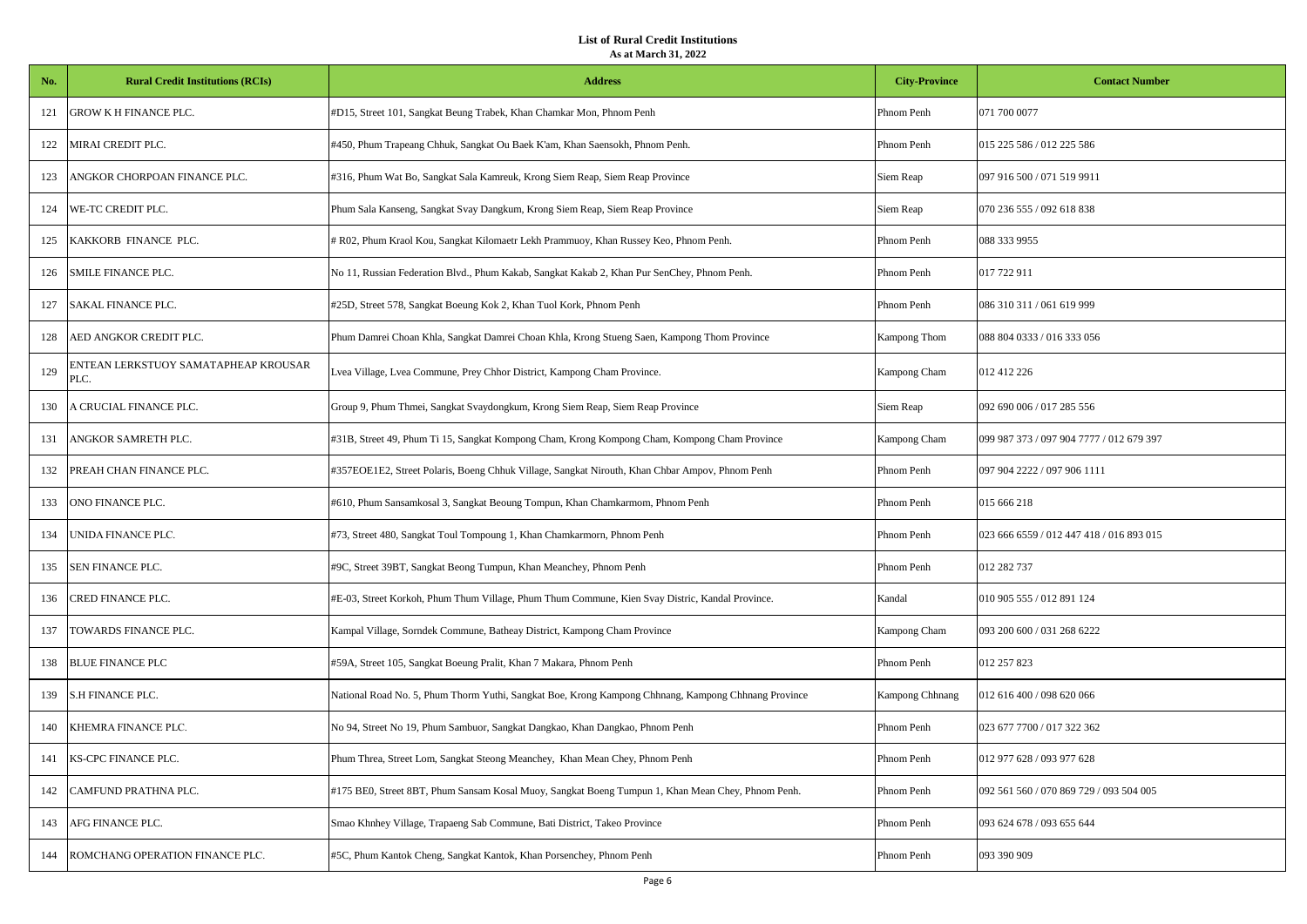**List of Rural Credit Institutions**
**As at March 31, 2022**

| No. | Rural Credit Institutions (RCIs) | Address | City-Province | Contact Number |
|---|---|---|---|---|
| 121 | GROW K H FINANCE PLC. | #D15, Street 101, Sangkat Beung Trabek, Khan Chamkar Mon, Phnom Penh | Phnom Penh | 071 700 0077 |
| 122 | MIRAI CREDIT PLC. | #450, Phum Trapeang Chhuk, Sangkat Ou Baek K'am, Khan Saensokh, Phnom Penh. | Phnom Penh | 015 225 586 / 012 225 586 |
| 123 | ANGKOR CHORPOAN FINANCE PLC. | #316, Phum Wat Bo, Sangkat Sala Kamreuk, Krong Siem Reap, Siem Reap Province | Siem Reap | 097 916 500 / 071 519 9911 |
| 124 | WE-TC CREDIT PLC. | Phum Sala Kanseng, Sangkat Svay Dangkum, Krong Siem Reap, Siem Reap Province | Siem Reap | 070 236 555 / 092 618 838 |
| 125 | KAKKORB FINANCE PLC. | # R02, Phum Kraol Kou, Sangkat Kilomaetr Lekh Prammuoy, Khan Russey Keo, Phnom Penh. | Phnom Penh | 088 333 9955 |
| 126 | SMILE FINANCE PLC. | No 11, Russian Federation Blvd., Phum Kakab, Sangkat Kakab 2, Khan Pur SenChey, Phnom Penh. | Phnom Penh | 017 722 911 |
| 127 | SAKAL FINANCE PLC. | #25D, Street 578, Sangkat Boeung Kok 2, Khan Tuol Kork, Phnom Penh | Phnom Penh | 086 310 311 / 061 619 999 |
| 128 | AED ANGKOR CREDIT PLC. | Phum Damrei Choan Khla, Sangkat Damrei Choan Khla, Krong Stueng Saen, Kampong Thom Province | Kampong Thom | 088 804 0333 / 016 333 056 |
| 129 | ENTEAN LERKSTUOY SAMATAPHEAP KROUSAR PLC. | Lvea Village, Lvea Commune, Prey Chhor District, Kampong Cham Province. | Kampong Cham | 012 412 226 |
| 130 | A CRUCIAL FINANCE PLC. | Group 9, Phum Thmei, Sangkat Svaydongkum, Krong Siem Reap, Siem Reap Province | Siem Reap | 092 690 006 / 017 285 556 |
| 131 | ANGKOR SAMRETH PLC. | #31B, Street 49, Phum Ti 15, Sangkat Kompong Cham, Krong Kompong Cham, Kompong Cham Province | Kampong Cham | 099 987 373 / 097 904 7777 / 012 679 397 |
| 132 | PREAH CHAN FINANCE PLC. | #357EOE1E2, Street Polaris, Boeng Chhuk Village, Sangkat Nirouth, Khan Chbar Ampov, Phnom Penh | Phnom Penh | 097 904 2222 / 097 906 1111 |
| 133 | ONO FINANCE PLC. | #610, Phum Sansamkosal 3, Sangkat Beoung Tompun, Khan Chamkarmom, Phnom Penh | Phnom Penh | 015 666 218 |
| 134 | UNIDA FINANCE PLC. | #73, Street 480, Sangkat Toul Tompoung 1, Khan Chamkarmorn, Phnom Penh | Phnom Penh | 023 666 6559 / 012 447 418 / 016 893 015 |
| 135 | SEN FINANCE PLC. | #9C, Street 39BT, Sangkat Beong Tumpun, Khan Meanchey, Phnom Penh | Phnom Penh | 012 282 737 |
| 136 | CRED FINANCE PLC. | #E-03, Street Korkoh, Phum Thum Village, Phum Thum Commune, Kien Svay District, Kandal Province. | Kandal | 010 905 555 / 012 891 124 |
| 137 | TOWARDS FINANCE PLC. | Kampal Village, Sorndek Commune, Batheay District, Kampong Cham Province | Kampong Cham | 093 200 600 / 031 268 6222 |
| 138 | BLUE FINANCE PLC | #59A, Street 105, Sangkat Boeung Pralit, Khan 7 Makara, Phnom Penh | Phnom Penh | 012 257 823 |
| 139 | S.H FINANCE PLC. | National Road No. 5, Phum Thorm Yuthi, Sangkat Boe, Krong Kampong Chhnang, Kampong Chhnang Province | Kampong Chhnang | 012 616 400 / 098 620 066 |
| 140 | KHEMRA FINANCE PLC. | No 94, Street No 19, Phum Sambuor, Sangkat Dangkao, Khan Dangkao, Phnom Penh | Phnom Penh | 023 677 7700 / 017 322 362 |
| 141 | KS-CPC FINANCE PLC. | Phum Threa, Street Lom, Sangkat Steong Meanchey, Khan Mean Chey, Phnom Penh | Phnom Penh | 012 977 628 / 093 977 628 |
| 142 | CAMFUND PRATHNA PLC. | #175 BE0, Street 8BT, Phum Sansam Kosal Muoy, Sangkat Boeng Tumpun 1, Khan Mean Chey, Phnom Penh. | Phnom Penh | 092 561 560 / 070 869 729 / 093 504 005 |
| 143 | AFG FINANCE PLC. | Smao Khnhey Village, Trapaeng Sab Commune, Bati District, Takeo Province | Phnom Penh | 093 624 678 / 093 655 644 |
| 144 | ROMCHANG OPERATION FINANCE PLC. | #5C, Phum Kantok Cheng, Sangkat Kantok, Khan Porsenchey, Phnom Penh | Phnom Penh | 093 390 909 |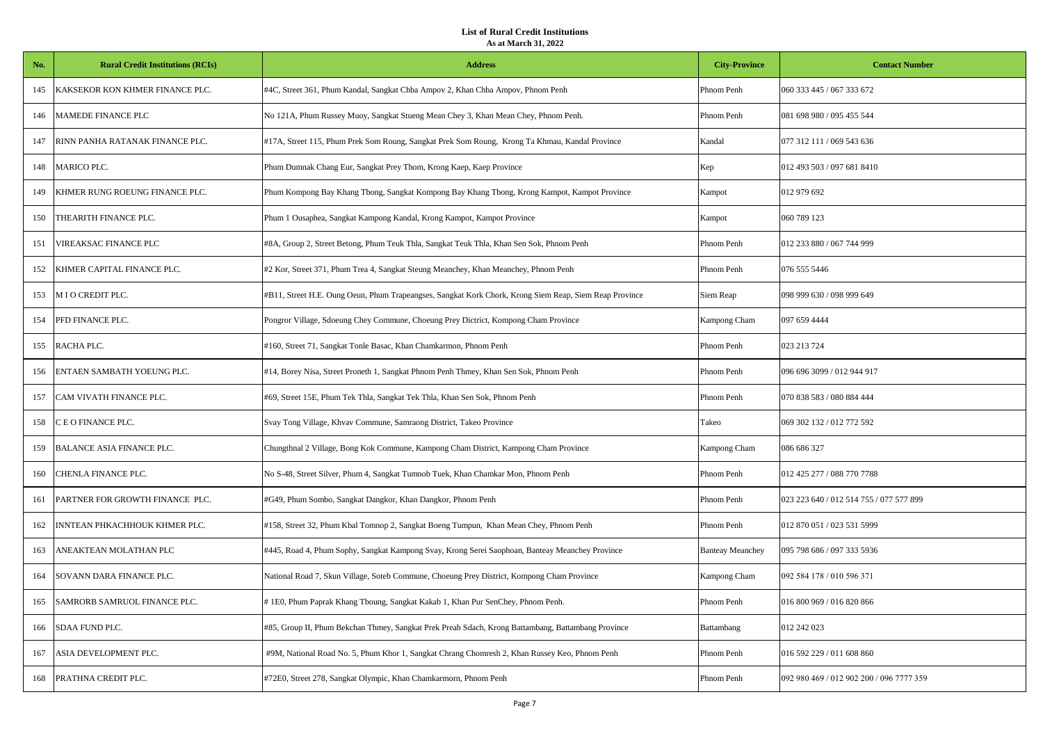**List of Rural Credit Institutions**
**As at March 31, 2022**

| No. | Rural Credit Institutions (RCIs) | Address | City-Province | Contact Number |
|---|---|---|---|---|
| 145 | KAKSEKOR KON KHMER FINANCE PLC. | #4C, Street 361, Phum Kandal, Sangkat Chba Ampov 2, Khan Chba Ampov, Phnom Penh | Phnom Penh | 060 333 445 / 067 333 672 |
| 146 | MAMEDE FINANCE PLC | No 121A, Phum Russey Muoy, Sangkat Stueng Mean Chey 3, Khan Mean Chey, Phnom Penh. | Phnom Penh | 081 698 980 / 095 455 544 |
| 147 | RINN PANHA RATANAK FINANCE PLC. | #17A, Street 115, Phum Prek Som Roung, Sangkat Prek Som Roung, Krong Ta Khmau, Kandal Province | Kandal | 077 312 111 / 069 543 636 |
| 148 | MARICO PLC. | Phum Dumnak Chang Eur, Sangkat Prey Thom, Krong Kaep, Kaep Province | Kep | 012 493 503 / 097 681 8410 |
| 149 | KHMER RUNG ROEUNG FINANCE PLC. | Phum Kompong Bay Khang Tbong, Sangkat Kompong Bay Khang Tbong, Krong Kampot, Kampot Province | Kampot | 012 979 692 |
| 150 | THEARITH FINANCE PLC. | Phum 1 Ousaphea, Sangkat Kampong Kandal, Krong Kampot, Kampot Province | Kampot | 060 789 123 |
| 151 | VIREAKSAC FINANCE PLC | #8A, Group 2, Street Betong, Phum Teuk Thla, Sangkat Teuk Thla, Khan Sen Sok, Phnom Penh | Phnom Penh | 012 233 880 / 067 744 999 |
| 152 | KHMER CAPITAL FINANCE PLC. | #2 Kor, Street 371, Phum Trea 4, Sangkat Steung Meanchey, Khan Meanchey, Phnom Penh | Phnom Penh | 076 555 5446 |
| 153 | M I O CREDIT PLC. | #B11, Street H.E. Oung Oeun, Phum Trapeangses, Sangkat Kork Chork, Krong Siem Reap, Siem Reap Province | Siem Reap | 098 999 630 / 098 999 649 |
| 154 | PFD FINANCE PLC. | Pongror Village, Sdoeung Chey Commune, Choeung Prey Dictrict, Kompong Cham Province | Kampong Cham | 097 659 4444 |
| 155 | RACHA PLC. | #160, Street 71, Sangkat Tonle Basac, Khan Chamkarmon, Phnom Penh | Phnom Penh | 023 213 724 |
| 156 | ENTAEN SAMBATH YOEUNG PLC. | #14, Borey Nisa, Street Proneth 1, Sangkat Phnom Penh Thmey, Khan Sen Sok, Phnom Penh | Phnom Penh | 096 696 3099 / 012 944 917 |
| 157 | CAM VIVATH FINANCE PLC. | #69, Street 15E, Phum Tek Thla, Sangkat Tek Thla, Khan Sen Sok, Phnom Penh | Phnom Penh | 070 838 583 / 080 884 444 |
| 158 | C E O FINANCE PLC. | Svay Tong Village, Khvav Commune, Samraong District, Takeo Province | Takeo | 069 302 132 / 012 772 592 |
| 159 | BALANCE ASIA FINANCE PLC. | Chungthnal 2 Village, Bong Kok Commune, Kampong Cham District, Kampong Cham Province | Kampong Cham | 086 686 327 |
| 160 | CHENLA FINANCE PLC. | No S-48, Street Silver, Phum 4, Sangkat Tumnob Tuek, Khan Chamkar Mon, Phnom Penh | Phnom Penh | 012 425 277 / 088 770 7788 |
| 161 | PARTNER FOR GROWTH FINANCE PLC. | #G49, Phum Sombo, Sangkat Dangkor, Khan Dangkor, Phnom Penh | Phnom Penh | 023 223 640 / 012 514 755 / 077 577 899 |
| 162 | INNTEAN PHKACHHOUK KHMER PLC. | #158, Street 32, Phum Kbal Tomnop 2, Sangkat Boeng Tumpun, Khan Mean Chey, Phnom Penh | Phnom Penh | 012 870 051 / 023 531 5999 |
| 163 | ANEAKTEAN MOLATHAN PLC | #445, Road 4, Phum Sophy, Sangkat Kampong Svay, Krong Serei Saophoan, Banteay Meanchey Province | Banteay Meanchey | 095 798 686 / 097 333 5936 |
| 164 | SOVANN DARA FINANCE PLC. | National Road 7, Skun Village, Soteb Commune, Choeung Prey District, Kompong Cham Province | Kampong Cham | 092 584 178 / 010 596 371 |
| 165 | SAMRORB SAMRUOL FINANCE PLC. | # 1E0, Phum Paprak Khang Tboung, Sangkat Kakab 1, Khan Pur SenChey, Phnom Penh. | Phnom Penh | 016 800 969 / 016 820 866 |
| 166 | SDAA FUND PLC. | #85, Group II, Phum Bekchan Thmey, Sangkat Prek Preah Sdach, Krong Battambang, Battambang Province | Battambang | 012 242 023 |
| 167 | ASIA DEVELOPMENT PLC. | #9M, National Road No. 5, Phum Khor 1, Sangkat Chrang Chomresh 2, Khan Russey Keo, Phnom Penh | Phnom Penh | 016 592 229 / 011 608 860 |
| 168 | PRATHNA CREDIT PLC. | #72E0, Street 278, Sangkat Olympic, Khan Chamkarmorn, Phnom Penh | Phnom Penh | 092 980 469 / 012 902 200 / 096 7777 359 |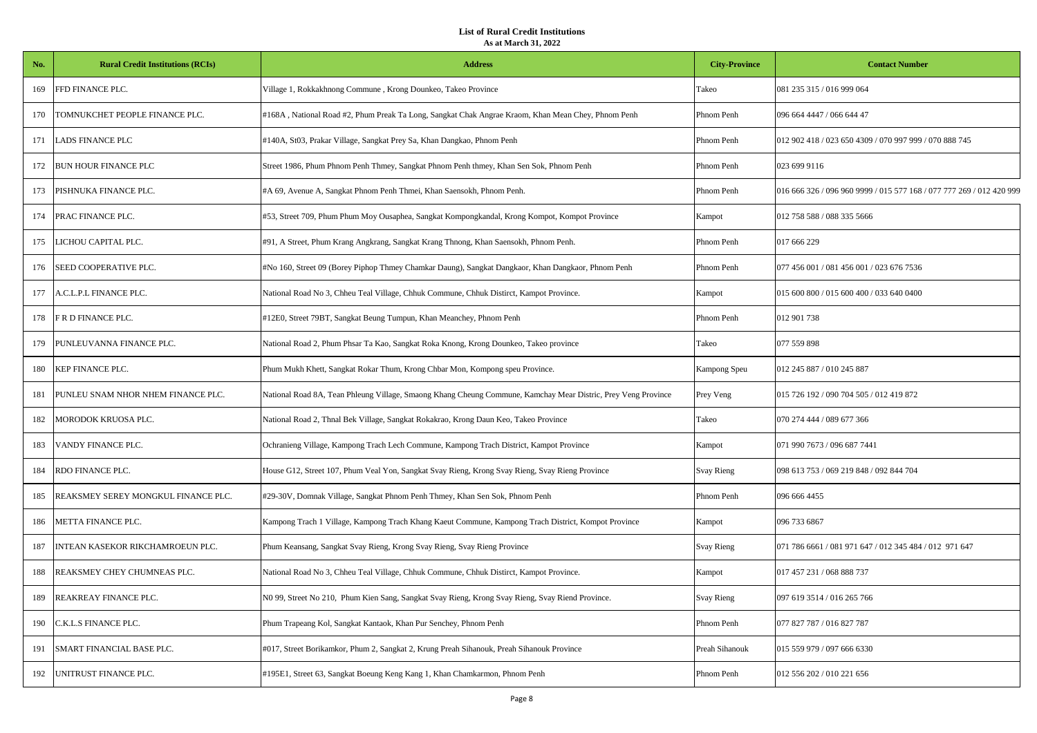**List of Rural Credit Institutions**
**As at March 31, 2022**

| No. | Rural Credit Institutions (RCIs) | Address | City-Province | Contact Number |
|---|---|---|---|---|
| 169 | FFD FINANCE PLC. | Village 1, Rokkakhnong Commune , Krong Dounkeo, Takeo Province | Takeo | 081 235 315 / 016 999 064 |
| 170 | TOMNUKCHET PEOPLE FINANCE PLC. | #168A , National Road #2, Phum Preak Ta Long, Sangkat Chak Angrae Kraom, Khan Mean Chey, Phnom Penh | Phnom Penh | 096 664 4447 / 066 644 47 |
| 171 | LADS FINANCE PLC | #140A, St03, Prakar Village, Sangkat Prey Sa, Khan Dangkao, Phnom Penh | Phnom Penh | 012 902 418 / 023 650 4309 / 070 997 999 / 070 888 745 |
| 172 | BUN HOUR FINANCE PLC | Street 1986, Phum Phnom Penh Thmey, Sangkat Phnom Penh thmey, Khan Sen Sok, Phnom Penh | Phnom Penh | 023 699 9116 |
| 173 | PISHNUKA FINANCE PLC. | #A 69, Avenue A, Sangkat Phnom Penh Thmei, Khan Saensokh, Phnom Penh. | Phnom Penh | 016 666 326 / 096 960 9999 / 015 577 168 / 077 777 269 / 012 420 999 |
| 174 | PRAC FINANCE PLC. | #53, Street 709, Phum Phum Moy Ousaphea, Sangkat Kompongkandal, Krong Kompot, Kompot Province | Kampot | 012 758 588 / 088 335 5666 |
| 175 | LICHOU CAPITAL PLC. | #91, A Street, Phum Krang Angkrang, Sangkat Krang Thnong, Khan Saensokh, Phnom Penh. | Phnom Penh | 017 666 229 |
| 176 | SEED COOPERATIVE PLC. | #No 160, Street 09 (Borey Piphop Thmey Chamkar Daung), Sangkat Dangkaor, Khan Dangkaor, Phnom Penh | Phnom Penh | 077 456 001 / 081 456 001 / 023 676 7536 |
| 177 | A.C.L.P.L FINANCE PLC. | National Road No 3, Chheu Teal Village, Chhuk Commune, Chhuk Distirct, Kampot Province. | Kampot | 015 600 800 / 015 600 400 / 033 640 0400 |
| 178 | F R D FINANCE PLC. | #12E0, Street 79BT, Sangkat Beung Tumpun, Khan Meanchey, Phnom Penh | Phnom Penh | 012 901 738 |
| 179 | PUNLEUVANNA FINANCE PLC. | National Road 2, Phum Phsar Ta Kao, Sangkat Roka Knong, Krong Dounkeo, Takeo province | Takeo | 077 559 898 |
| 180 | KEP FINANCE PLC. | Phum Mukh Khett, Sangkat Rokar Thum, Krong Chbar Mon, Kompong speu Province. | Kampong Speu | 012 245 887 / 010 245 887 |
| 181 | PUNLEU SNAM NHOR NHEM FINANCE PLC. | National Road 8A, Tean Phleung Village, Smaong Khang Cheung Commune, Kamchay Mear Distric, Prey Veng Province | Prey Veng | 015 726 192 / 090 704 505 / 012 419 872 |
| 182 | MORODOK KRUOSA PLC. | National Road 2, Thnal Bek Village, Sangkat Rokakrao, Krong Daun Keo, Takeo Province | Takeo | 070 274 444 / 089 677 366 |
| 183 | VANDY FINANCE PLC. | Ochranieng Village, Kampong Trach Lech Commune, Kampong Trach District, Kampot Province | Kampot | 071 990 7673 / 096 687 7441 |
| 184 | RDO FINANCE PLC. | House G12, Street 107, Phum Veal Yon, Sangkat Svay Rieng, Krong Svay Rieng, Svay Rieng Province | Svay Rieng | 098 613 753 / 069 219 848 / 092 844 704 |
| 185 | REAKSMEY SEREY MONGKUL FINANCE PLC. | #29-30V, Domnak Village, Sangkat Phnom Penh Thmey, Khan Sen Sok, Phnom Penh | Phnom Penh | 096 666 4455 |
| 186 | METTA FINANCE PLC. | Kampong Trach 1 Village, Kampong Trach Khang Kaeut Commune, Kampong Trach District, Kampot Province | Kampot | 096 733 6867 |
| 187 | INTEAN KASEKOR RIKCHAMROEUN PLC. | Phum Keansang, Sangkat Svay Rieng, Krong Svay Rieng, Svay Rieng Province | Svay Rieng | 071 786 6661 / 081 971 647 / 012 345 484 / 012 971 647 |
| 188 | REAKSMEY CHEY CHUMNEAS PLC. | National Road No 3, Chheu Teal Village, Chhuk Commune, Chhuk Distirct, Kampot Province. | Kampot | 017 457 231 / 068 888 737 |
| 189 | REAKREAY FINANCE PLC. | N0 99, Street No 210, Phum Kien Sang, Sangkat Svay Rieng, Krong Svay Rieng, Svay Riend Province. | Svay Rieng | 097 619 3514 / 016 265 766 |
| 190 | C.K.L.S FINANCE PLC. | Phum Trapeang Kol, Sangkat Kantaok, Khan Pur Senchey, Phnom Penh | Phnom Penh | 077 827 787 / 016 827 787 |
| 191 | SMART FINANCIAL BASE PLC. | #017, Street Borikamkor, Phum 2, Sangkat 2, Krung Preah Sihanouk, Preah Sihanouk Province | Preah Sihanouk | 015 559 979 / 097 666 6330 |
| 192 | UNITRUST FINANCE PLC. | #195E1, Street 63, Sangkat Boeung Keng Kang 1, Khan Chamkarmon, Phnom Penh | Phnom Penh | 012 556 202 / 010 221 656 |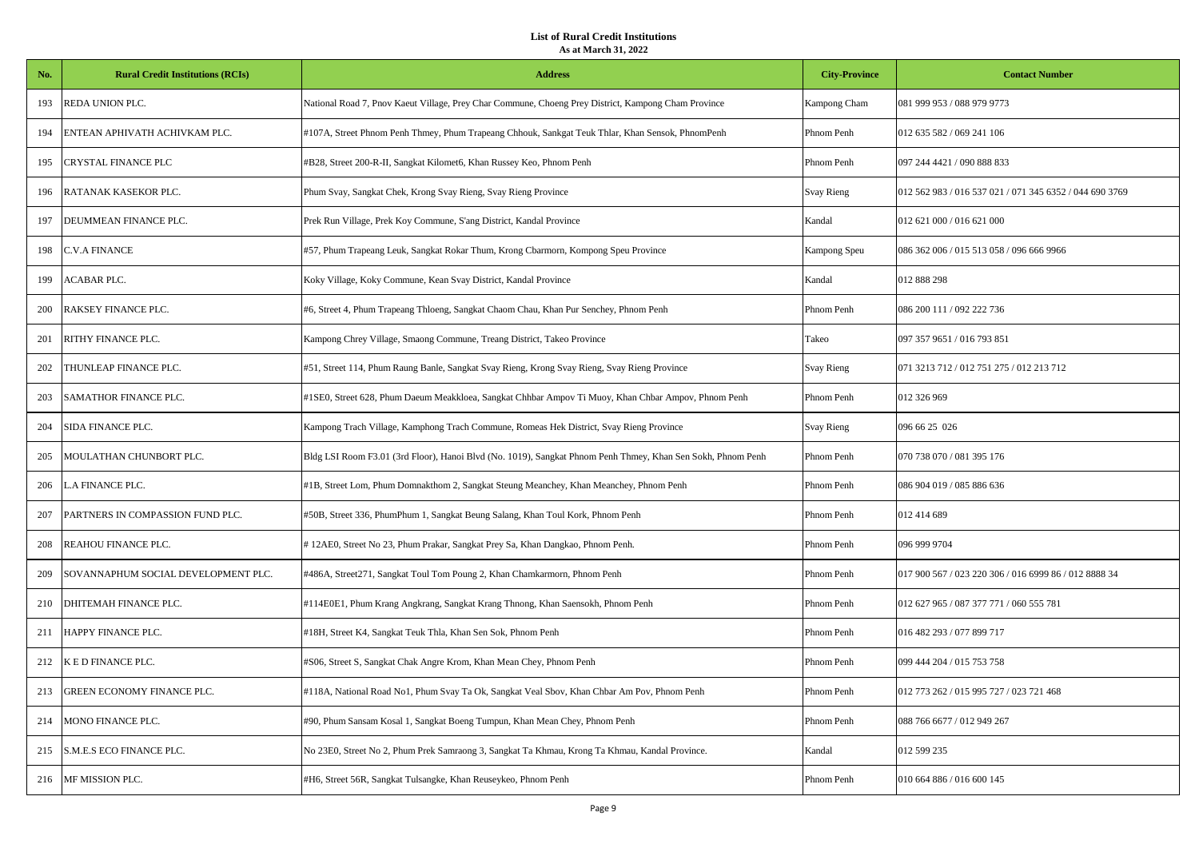**List of Rural Credit Institutions**
**As at March 31, 2022**

| No. | Rural Credit Institutions (RCIs) | Address | City-Province | Contact Number |
|---|---|---|---|---|
| 193 | REDA UNION PLC. | National Road 7, Pnov Kaeut Village, Prey Char Commune, Choeng Prey District, Kampong Cham Province | Kampong Cham | 081 999 953 / 088 979 9773 |
| 194 | ENTEAN APHIVATH ACHIVKAM PLC. | #107A, Street Phnom Penh Thmey, Phum Trapeang Chhouk, Sankgat Teuk Thlar, Khan Sensok, PhnomPenh | Phnom Penh | 012 635 582 / 069 241 106 |
| 195 | CRYSTAL FINANCE PLC | #B28, Street 200-R-II, Sangkat Kilomet6, Khan Russey Keo, Phnom Penh | Phnom Penh | 097 244 4421 / 090 888 833 |
| 196 | RATANAK KASEKOR PLC. | Phum Svay, Sangkat Chek, Krong Svay Rieng, Svay Rieng Province | Svay Rieng | 012 562 983 / 016 537 021 / 071 345 6352 / 044 690 3769 |
| 197 | DEUMMEAN FINANCE PLC. | Prek Run Village, Prek Koy Commune, S'ang District, Kandal Province | Kandal | 012 621 000 / 016 621 000 |
| 198 | C.V.A FINANCE | #57, Phum Trapeang Leuk, Sangkat Rokar Thum, Krong Cbarmorn, Kompong Speu Province | Kampong Speu | 086 362 006 / 015 513 058 / 096 666 9966 |
| 199 | ACABAR PLC. | Koky Village, Koky Commune, Kean Svay District, Kandal Province | Kandal | 012 888 298 |
| 200 | RAKSEY FINANCE PLC. | #6, Street 4, Phum Trapeang Thloeng, Sangkat Chaom Chau, Khan Pur Senchey, Phnom Penh | Phnom Penh | 086 200 111 / 092 222 736 |
| 201 | RITHY FINANCE PLC. | Kampong Chrey Village, Smaong Commune, Treang District, Takeo Province | Takeo | 097 357 9651 / 016 793 851 |
| 202 | THUNLEAP FINANCE PLC. | #51, Street 114, Phum Raung Banle, Sangkat Svay Rieng, Krong Svay Rieng, Svay Rieng Province | Svay Rieng | 071 3213 712 / 012 751 275 / 012 213 712 |
| 203 | SAMATHOR FINANCE PLC. | #1SE0, Street 628, Phum Daeum Meakkloea, Sangkat Chhbar Ampov Ti Muoy, Khan Chbar Ampov, Phnom Penh | Phnom Penh | 012 326 969 |
| 204 | SIDA FINANCE PLC. | Kampong Trach Village, Kamphong Trach Commune, Romeas Hek District, Svay Rieng Province | Svay Rieng | 096 66 25 026 |
| 205 | MOULATHAN CHUNBORT PLC. | Bldg LSI Room F3.01 (3rd Floor), Hanoi Blvd (No. 1019), Sangkat Phnom Penh Thmey, Khan Sen Sokh, Phnom Penh | Phnom Penh | 070 738 070 / 081 395 176 |
| 206 | L.A FINANCE PLC. | #1B, Street Lom, Phum Domnakthom 2, Sangkat Steung Meanchey, Khan Meanchey, Phnom Penh | Phnom Penh | 086 904 019 / 085 886 636 |
| 207 | PARTNERS IN COMPASSION FUND PLC. | #50B, Street 336, PhumPhum 1, Sangkat Beung Salang, Khan Toul Kork, Phnom Penh | Phnom Penh | 012 414 689 |
| 208 | REAHOU FINANCE PLC. | # 12AE0, Street No 23, Phum Prakar, Sangkat Prey Sa, Khan Dangkao, Phnom Penh. | Phnom Penh | 096 999 9704 |
| 209 | SOVANNAPHUM SOCIAL DEVELOPMENT PLC. | #486A, Street271, Sangkat Toul Tom Poung 2, Khan Chamkarmorn, Phnom Penh | Phnom Penh | 017 900 567 / 023 220 306 / 016 6999 86 / 012 8888 34 |
| 210 | DHITEMAH FINANCE PLC. | #114E0E1, Phum Krang Angkrang, Sangkat Krang Thnong, Khan Saensokh, Phnom Penh | Phnom Penh | 012 627 965 / 087 377 771 / 060 555 781 |
| 211 | HAPPY FINANCE PLC. | #18H, Street K4, Sangkat Teuk Thla, Khan Sen Sok, Phnom Penh | Phnom Penh | 016 482 293 / 077 899 717 |
| 212 | K E D FINANCE PLC. | #S06, Street S, Sangkat Chak Angre Krom, Khan Mean Chey, Phnom Penh | Phnom Penh | 099 444 204 / 015 753 758 |
| 213 | GREEN ECONOMY FINANCE PLC. | #118A, National Road No1, Phum Svay Ta Ok, Sangkat Veal Sbov, Khan Chbar Am Pov, Phnom Penh | Phnom Penh | 012 773 262 / 015 995 727 / 023 721 468 |
| 214 | MONO FINANCE PLC. | #90, Phum Sansam Kosal 1, Sangkat Boeng Tumpun, Khan Mean Chey, Phnom Penh | Phnom Penh | 088 766 6677 / 012 949 267 |
| 215 | S.M.E.S ECO FINANCE PLC. | No 23E0, Street No 2, Phum Prek Samraong 3, Sangkat Ta Khmau, Krong Ta Khmau, Kandal Province. | Kandal | 012 599 235 |
| 216 | MF MISSION PLC. | #H6, Street 56R, Sangkat Tulsangke, Khan Reuseykeo, Phnom Penh | Phnom Penh | 010 664 886 / 016 600 145 |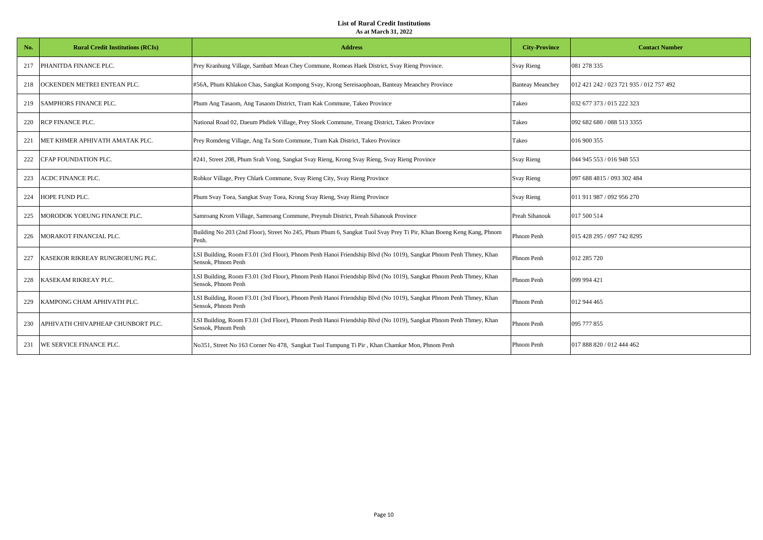**List of Rural Credit Institutions**
**As at March 31, 2022**

| No. | Rural Credit Institutions (RCIs) | Address | City-Province | Contact Number |
|---|---|---|---|---|
| 217 | PHANITDA FINANCE PLC. | Prey Kranhung Village, Sambatt Mean Chey Commune, Romeas Haek District, Svay Rieng Province. | Svay Rieng | 081 278 335 |
| 218 | OCKENDEN METREI ENTEAN PLC. | #56A, Phum Khlakon Chas, Sangkat Kompong Svay, Krong Sereisaophoan, Banteay Meanchey Province | Banteay Meanchey | 012 421 242 / 023 721 935 / 012 757 492 |
| 219 | SAMPHORS FINANCE PLC. | Phum Ang Tasaom, Ang Tasaom District, Tram Kak Commune, Takeo Province | Takeo | 032 677 373 / 015 222 323 |
| 220 | RCP FINANCE PLC. | National Road 02, Daeum Phdiek Village, Prey Sloek Commune, Treang District, Takeo Province | Takeo | 092 682 680 / 088 513 3355 |
| 221 | MET KHMER APHIVATH AMATAK PLC. | Prey Romdeng Village, Ang Ta Som Commune, Tram Kak District, Takeo Province | Takeo | 016 900 355 |
| 222 | CFAP FOUNDATION PLC. | #241, Street 208, Phum Srah Vong, Sangkat Svay Rieng, Krong Svay Rieng, Svay Rieng Province | Svay Rieng | 044 945 553 / 016 948 553 |
| 223 | ACDC FINANCE PLC. | Robkor Village, Prey Chlark Commune, Svay Rieng City, Svay Rieng Province | Svay Rieng | 097 688 4815 / 093 302 484 |
| 224 | HOPE FUND PLC. | Phum Svay Toea, Sangkat Svay Toea, Krong Svay Rieng, Svay Rieng Province | Svay Rieng | 011 911 987 / 092 956 270 |
| 225 | MORODOK YOEUNG FINANCE PLC. | Samroang Krom Village, Samroang Commune, Preynub District, Preah Sihanouk Province | Preah Sihanouk | 017 500 514 |
| 226 | MORAKOT FINANCIAL PLC. | Building No 203 (2nd Floor), Street No 245, Phum Phum 6, Sangkat Tuol Svay Prey Ti Pir, Khan Boeng Keng Kang, Phnom Penh. | Phnom Penh | 015 428 295 / 097 742 8295 |
| 227 | KASEKOR RIKREAY RUNGROEUNG PLC. | LSI Building, Room F3.01 (3rd Floor), Phnom Penh Hanoi Friendship Blvd (No 1019), Sangkat Phnom Penh Thmey, Khan Sensok, Phnom Penh | Phnom Penh | 012 285 720 |
| 228 | KASEKAM RIKREAY PLC. | LSI Building, Room F3.01 (3rd Floor), Phnom Penh Hanoi Friendship Blvd (No 1019), Sangkat Phnom Penh Thmey, Khan Sensok, Phnom Penh | Phnom Penh | 099 994 421 |
| 229 | KAMPONG CHAM APHIVATH PLC. | LSI Building, Room F3.01 (3rd Floor), Phnom Penh Hanoi Friendship Blvd (No 1019), Sangkat Phnom Penh Thmey, Khan Sensok, Phnom Penh | Phnom Penh | 012 944 465 |
| 230 | APHIVATH CHIVAPHEAP CHUNBORT PLC. | LSI Building, Room F3.01 (3rd Floor), Phnom Penh Hanoi Friendship Blvd (No 1019), Sangkat Phnom Penh Thmey, Khan Sensok, Phnom Penh | Phnom Penh | 095 777 855 |
| 231 | WE SERVICE FINANCE PLC. | No351, Street No 163 Corner No 478, Sangkat Tuol Tumpung Ti Pir , Khan Chamkar Mon, Phnom Penh | Phnom Penh | 017 888 820 / 012 444 462 |